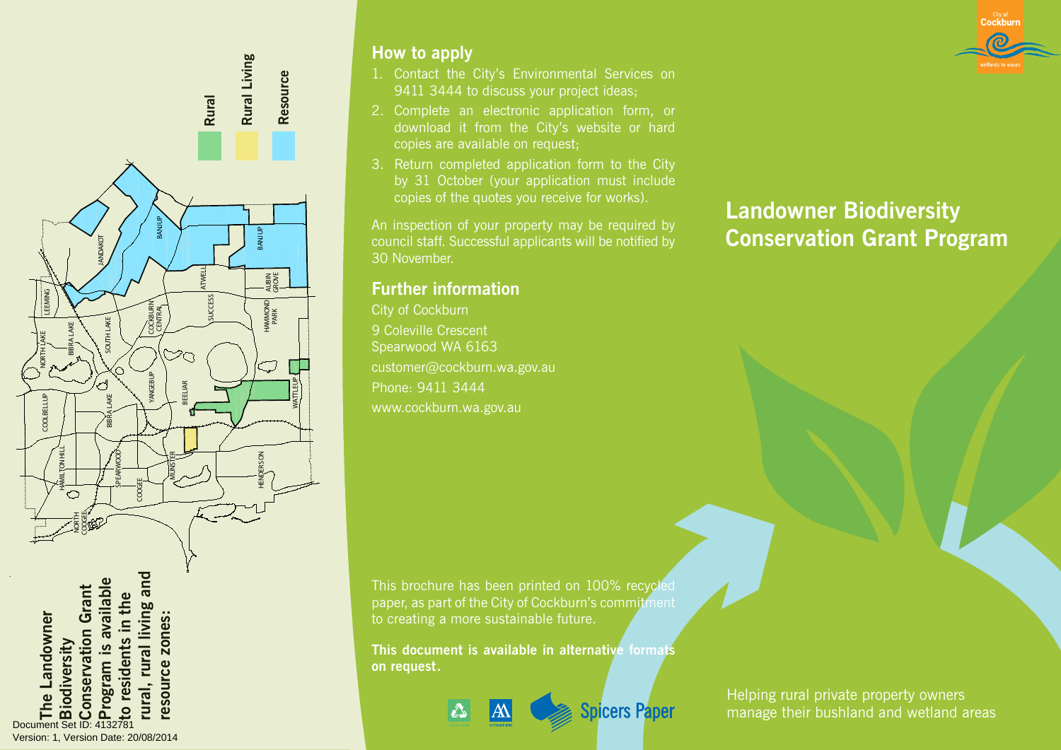The Landowner Biodiversity Conservation Grant Program is available to residents in the rural, rural living and resource zones:

Rural

Rural Living

Resource

Document Set ID: 4132781
Version: 1, Version Date: 20/08/2014

## How to apply

1. Contact the City's Environmental Services on 9411 3444 to discuss your project ideas;
2. Complete an electronic application form, or download it from the City's website or hard copies are available on request;
3. Return completed application form to the City by 31 October (your application must include copies of the quotes you receive for works).

An inspection of your property may be required by council staff. Successful applicants will be notified by 30 November.

## Further information

City of Cockburn
9 Coleville Crescent
Spearwood WA 6163
customer@cockburn.wa.gov.au
Phone: 9411 3444
www.cockburn.wa.gov.au

This brochure has been printed on 100% recycled paper, as part of the City of Cockburn's commitment to creating a more sustainable future.

**This document is available in alternative formats on request.**

Spicers Paper

City of Cockburn
wetlands to waves

# Landowner Biodiversity Conservation Grant Program

Helping rural private property owners manage their bushland and wetland areas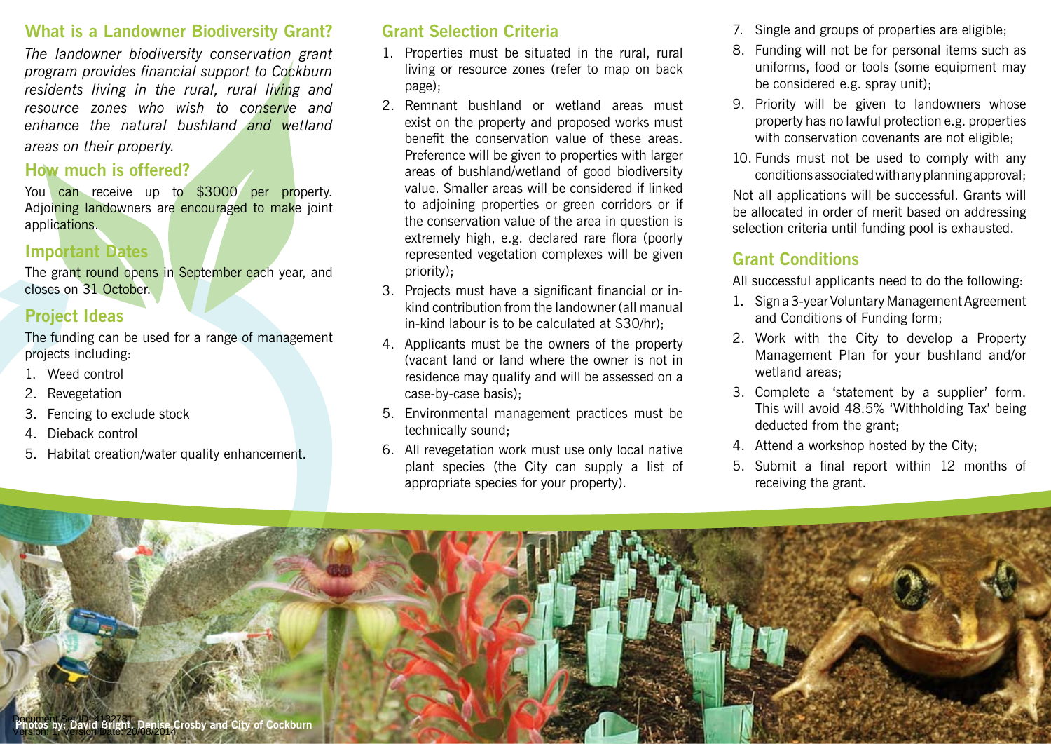## What is a Landowner Biodiversity Grant?

*The landowner biodiversity conservation grant program provides financial support to Cockburn residents living in the rural, rural living and resource zones who wish to conserve and enhance the natural bushland and wetland areas on their property.*

## How much is offered?

You can receive up to $3000 per property. Adjoining landowners are encouraged to make joint applications.

## Important Dates

The grant round opens in September each year, and closes on 31 October.

## Project Ideas

The funding can be used for a range of management projects including:

1. Weed control
2. Revegetation
3. Fencing to exclude stock
4. Dieback control
5. Habitat creation/water quality enhancement.

## Grant Selection Criteria

1. Properties must be situated in the rural, rural living or resource zones (refer to map on back page);
2. Remnant bushland or wetland areas must exist on the property and proposed works must benefit the conservation value of these areas. Preference will be given to properties with larger areas of bushland/wetland of good biodiversity value. Smaller areas will be considered if linked to adjoining properties or green corridors or if the conservation value of the area in question is extremely high, e.g. declared rare flora (poorly represented vegetation complexes will be given priority);
3. Projects must have a significant financial or in-kind contribution from the landowner (all manual in-kind labour is to be calculated at $30/hr);
4. Applicants must be the owners of the property (vacant land or land where the owner is not in residence may qualify and will be assessed on a case-by-case basis);
5. Environmental management practices must be technically sound;
6. All revegetation work must use only local native plant species (the City can supply a list of appropriate species for your property).
7. Single and groups of properties are eligible;
8. Funding will not be for personal items such as uniforms, food or tools (some equipment may be considered e.g. spray unit);
9. Priority will be given to landowners whose property has no lawful protection e.g. properties with conservation covenants are not eligible;
10. Funds must not be used to comply with any conditions associated with any planning approval;

Not all applications will be successful. Grants will be allocated in order of merit based on addressing selection criteria until funding pool is exhausted.

## Grant Conditions

All successful applicants need to do the following:

1. Sign a 3-year Voluntary Management Agreement and Conditions of Funding form;
2. Work with the City to develop a Property Management Plan for your bushland and/or wetland areas;
3. Complete a 'statement by a supplier' form. This will avoid 48.5% 'Withholding Tax' being deducted from the grant;
4. Attend a workshop hosted by the City;
5. Submit a final report within 12 months of receiving the grant.

**Photos by: David Bright, Denise Crosby and City of Cockburn**

Document Set ID: 4132781
Version: 1, Version Date: 20/08/2014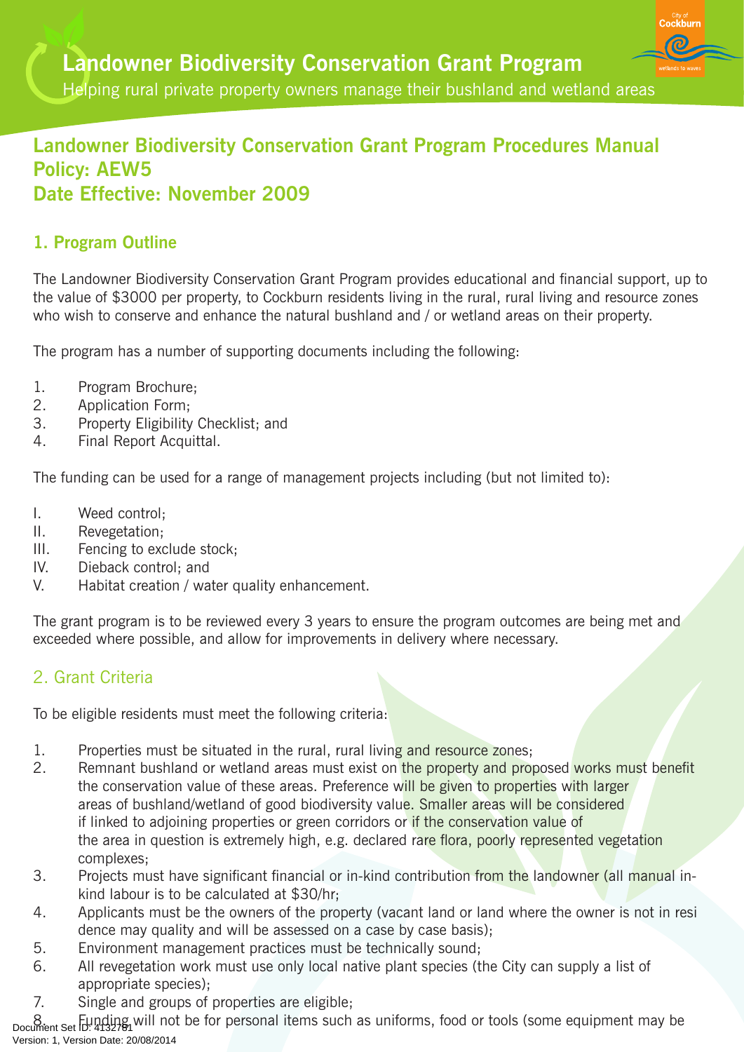# Landowner Biodiversity Conservation Grant Program

Helping rural private property owners manage their bushland and wetland areas

## Landowner Biodiversity Conservation Grant Program Procedures Manual
## Policy: AEW5
## Date Effective: November 2009

### 1. Program Outline

The Landowner Biodiversity Conservation Grant Program provides educational and financial support, up to the value of $3000 per property, to Cockburn residents living in the rural, rural living and resource zones who wish to conserve and enhance the natural bushland and / or wetland areas on their property.

The program has a number of supporting documents including the following:

1. Program Brochure;
2. Application Form;
3. Property Eligibility Checklist; and
4. Final Report Acquittal.

The funding can be used for a range of management projects including (but not limited to):

I. Weed control;
II. Revegetation;
III. Fencing to exclude stock;
IV. Dieback control; and
V. Habitat creation / water quality enhancement.

The grant program is to be reviewed every 3 years to ensure the program outcomes are being met and exceeded where possible, and allow for improvements in delivery where necessary.

### 2. Grant Criteria

To be eligible residents must meet the following criteria:

1. Properties must be situated in the rural, rural living and resource zones;
2. Remnant bushland or wetland areas must exist on the property and proposed works must benefit the conservation value of these areas. Preference will be given to properties with larger areas of bushland/wetland of good biodiversity value. Smaller areas will be considered if linked to adjoining properties or green corridors or if the conservation value of the area in question is extremely high, e.g. declared rare flora, poorly represented vegetation complexes;
3. Projects must have significant financial or in-kind contribution from the landowner (all manual in-kind labour is to be calculated at $30/hr;
4. Applicants must be the owners of the property (vacant land or land where the owner is not in resi dence may quality and will be assessed on a case by case basis);
5. Environment management practices must be technically sound;
6. All revegetation work must use only local native plant species (the City can supply a list of appropriate species);
7. Single and groups of properties are eligible;
8. Funding will not be for personal items such as uniforms, food or tools (some equipment may be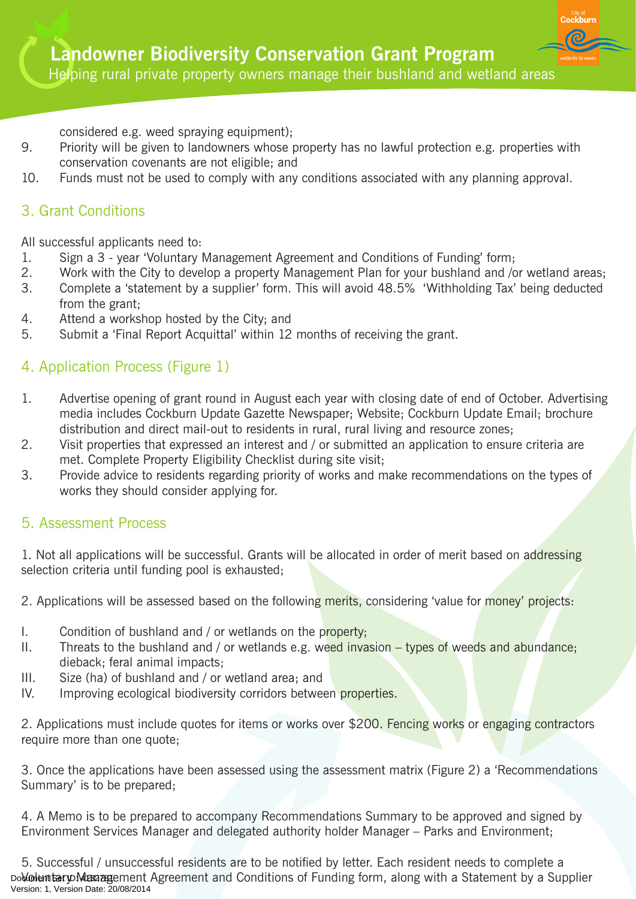considered e.g. weed spraying equipment);

9. Priority will be given to landowners whose property has no lawful protection e.g. properties with conservation covenants are not eligible; and
10. Funds must not be used to comply with any conditions associated with any planning approval.

## 3. Grant Conditions

All successful applicants need to:

1. Sign a 3 - year 'Voluntary Management Agreement and Conditions of Funding' form;
2. Work with the City to develop a property Management Plan for your bushland and /or wetland areas;
3. Complete a 'statement by a supplier' form. This will avoid 48.5% 'Withholding Tax' being deducted from the grant;
4. Attend a workshop hosted by the City; and
5. Submit a 'Final Report Acquittal' within 12 months of receiving the grant.

## 4. Application Process (Figure 1)

1. Advertise opening of grant round in August each year with closing date of end of October. Advertising media includes Cockburn Update Gazette Newspaper; Website; Cockburn Update Email; brochure distribution and direct mail-out to residents in rural, rural living and resource zones;
2. Visit properties that expressed an interest and / or submitted an application to ensure criteria are met. Complete Property Eligibility Checklist during site visit;
3. Provide advice to residents regarding priority of works and make recommendations on the types of works they should consider applying for.

## 5. Assessment Process

1. Not all applications will be successful. Grants will be allocated in order of merit based on addressing selection criteria until funding pool is exhausted;

2. Applications will be assessed based on the following merits, considering 'value for money' projects:

I. Condition of bushland and / or wetlands on the property;
II. Threats to the bushland and / or wetlands e.g. weed invasion – types of weeds and abundance; dieback; feral animal impacts;
III. Size (ha) of bushland and / or wetland area; and
IV. Improving ecological biodiversity corridors between properties.

2. Applications must include quotes for items or works over $200. Fencing works or engaging contractors require more than one quote;

3. Once the applications have been assessed using the assessment matrix (Figure 2) a 'Recommendations Summary' is to be prepared;

4. A Memo is to be prepared to accompany Recommendations Summary to be approved and signed by Environment Services Manager and delegated authority holder Manager – Parks and Environment;

5. Successful / unsuccessful residents are to be notified by letter. Each resident needs to complete a Voluntary Management Agreement and Conditions of Funding form, along with a Statement by a Supplier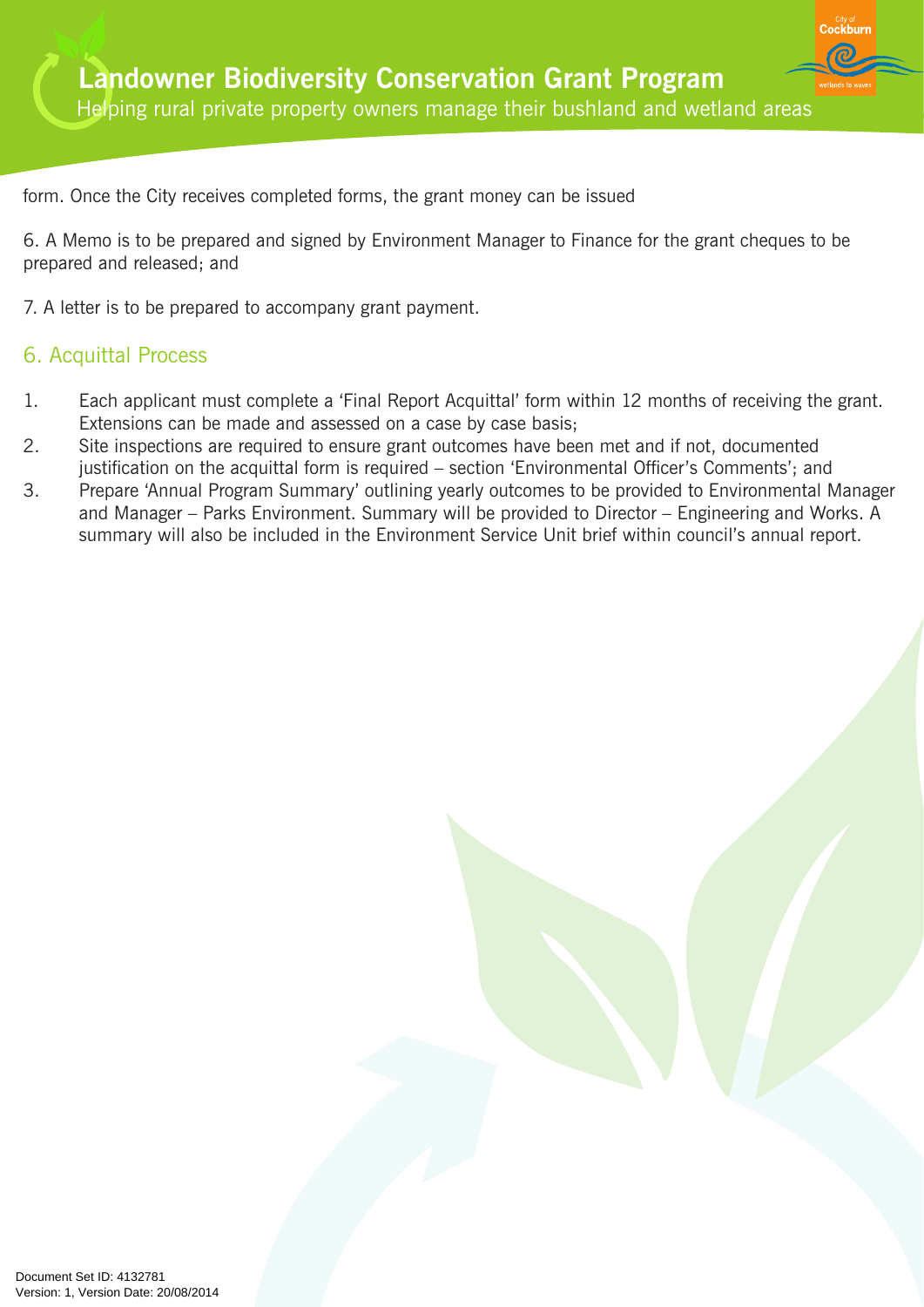form. Once the City receives completed forms, the grant money can be issued

6. A Memo is to be prepared and signed by Environment Manager to Finance for the grant cheques to be prepared and released; and

7. A letter is to be prepared to accompany grant payment.

## 6. Acquittal Process

1. Each applicant must complete a 'Final Report Acquittal' form within 12 months of receiving the grant. Extensions can be made and assessed on a case by case basis;
2. Site inspections are required to ensure grant outcomes have been met and if not, documented justification on the acquittal form is required – section 'Environmental Officer's Comments'; and
3. Prepare 'Annual Program Summary' outlining yearly outcomes to be provided to Environmental Manager and Manager – Parks Environment. Summary will be provided to Director – Engineering and Works. A summary will also be included in the Environment Service Unit brief within council's annual report.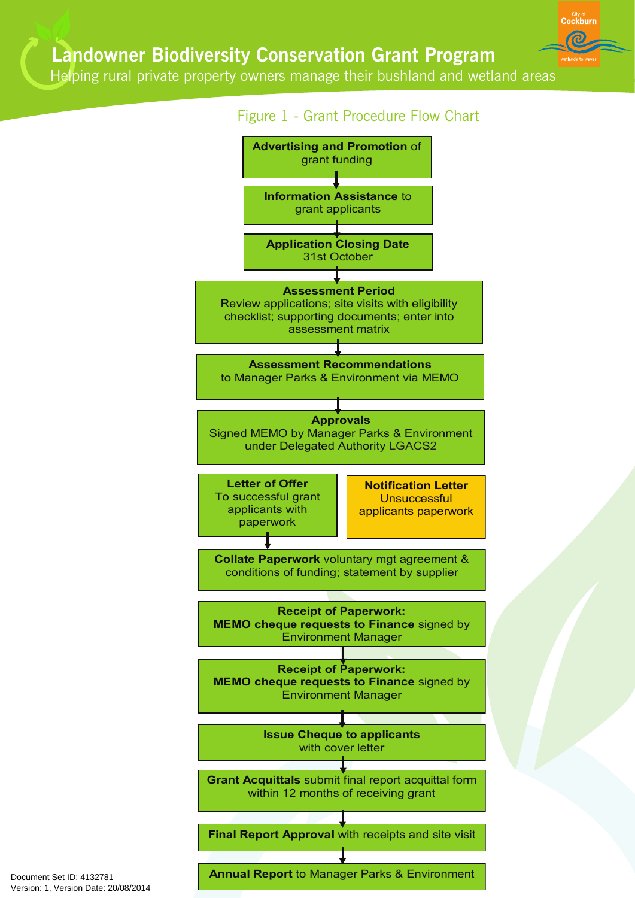# Landowner Biodiversity Conservation Grant Program

Helping rural private property owners manage their bushland and wetland areas

## Figure 1 - Grant Procedure Flow Chart

**Advertising and Promotion** of grant funding

↓

**Information Assistance** to grant applicants

↓

**Application Closing Date**
31st October

↓

**Assessment Period**
Review applications; site visits with eligibility checklist; supporting documents; enter into assessment matrix

↓

**Assessment Recommendations**
to Manager Parks & Environment via MEMO

↓

**Approvals**
Signed MEMO by Manager Parks & Environment under Delegated Authority LGACS2

**Letter of Offer**
To successful grant applicants with paperwork

**Notification Letter**
Unsuccessful applicants paperwork

↓

**Collate Paperwork** voluntary mgt agreement & conditions of funding; statement by supplier

**Receipt of Paperwork:**
**MEMO cheque requests to Finance** signed by Environment Manager

↓

**Receipt of Paperwork:**
**MEMO cheque requests to Finance** signed by Environment Manager

↓

**Issue Cheque to applicants**
with cover letter

↓

**Grant Acquittals** submit final report acquittal form within 12 months of receiving grant

↓

**Final Report Approval** with receipts and site visit

↓

**Annual Report** to Manager Parks & Environment

Document Set ID: 4132781
Version: 1, Version Date: 20/08/2014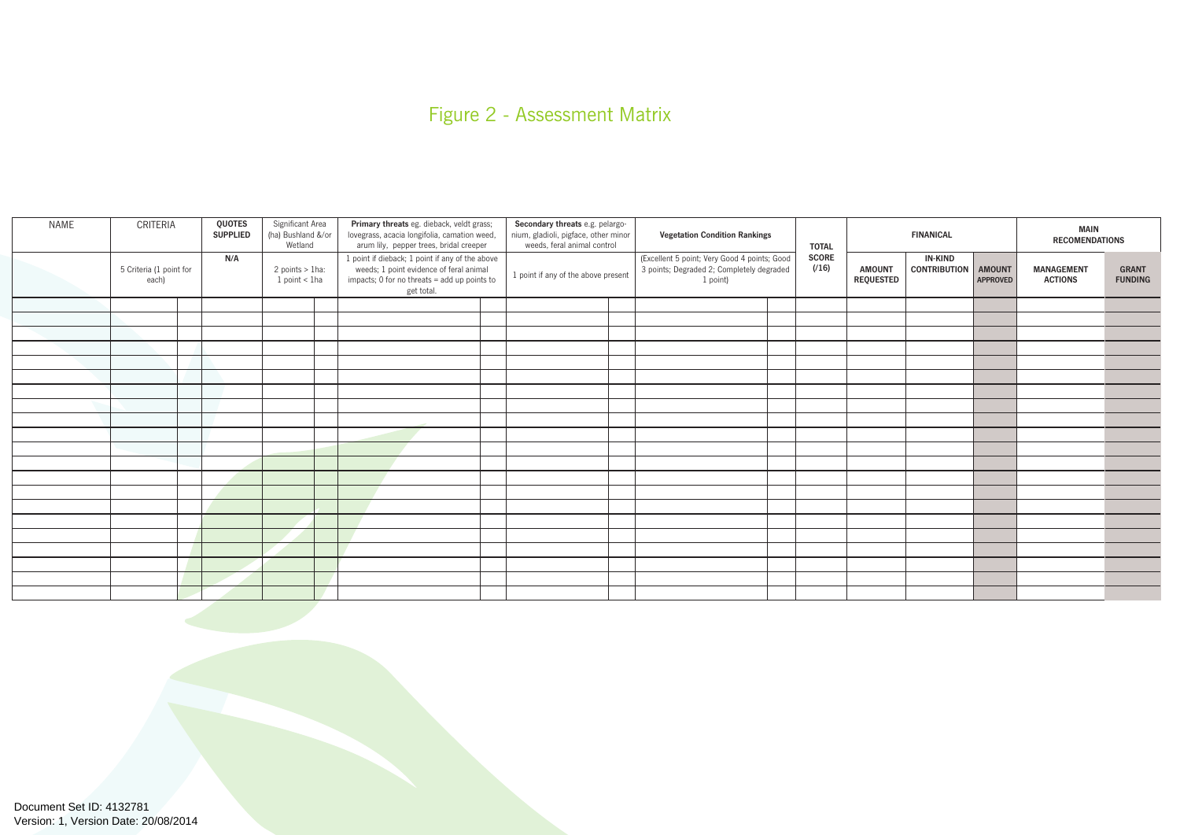# Figure 2 - Assessment Matrix

| NAME | CRITERIA | | QUOTES SUPPLIED | Significant Area (ha) Bushland &/or Wetland | | **Primary threats** eg. dieback, veldt grass; lovegrass, acacia longifolia, carnation weed, arum lily, pepper trees, bridal creeper | | **Secondary threats** e.g. pelargonium, gladioli, pigface, other minor weeds, feral animal control | | **Vegetation Condition Rankings** | | **TOTAL SCORE (/16)** | **FINANICAL** | | | **MAIN RECOMENDATIONS** | |
|---|---|---|---|---|---|---|---|---|---|---|---|---|---|---|---|---|---|
| | 5 Criteria (1 point for each) | | **N/A** | 2 points > 1ha: 1 point < 1ha | | 1 point if dieback; 1 point if any of the above weeds; 1 point evidence of feral animal impacts; 0 for no threats = add up points to get total. | | 1 point if any of the above present | | (Excellent 5 point; Very Good 4 points; Good 3 points; Degraded 2; Completely degraded 1 point) | | | **AMOUNT REQUESTED** | **IN-KIND CONTRIBUTION** | **AMOUNT APPROVED** | **MANAGEMENT ACTIONS** | **GRANT FUNDING** |
| | | | | | | | | | | | | | | | | | |
| | | | | | | | | | | | | | | | | | |
| | | | | | | | | | | | | | | | | | |
| | | | | | | | | | | | | | | | | | |
| | | | | | | | | | | | | | | | | | |
| | | | | | | | | | | | | | | | | | |
| | | | | | | | | | | | | | | | | | |
| | | | | | | | | | | | | | | | | | |
| | | | | | | | | | | | | | | | | | |
| | | | | | | | | | | | | | | | | | |
| | | | | | | | | | | | | | | | | | |
| | | | | | | | | | | | | | | | | | |
| | | | | | | | | | | | | | | | | | |
| | | | | | | | | | | | | | | | | | |
| | | | | | | | | | | | | | | | | | |
| | | | | | | | | | | | | | | | | | |
| | | | | | | | | | | | | | | | | | |
| | | | | | | | | | | | | | | | | | |
| | | | | | | | | | | | | | | | | | |
| | | | | | | | | | | | | | | | | | |
| | | | | | | | | | | | | | | | | | |